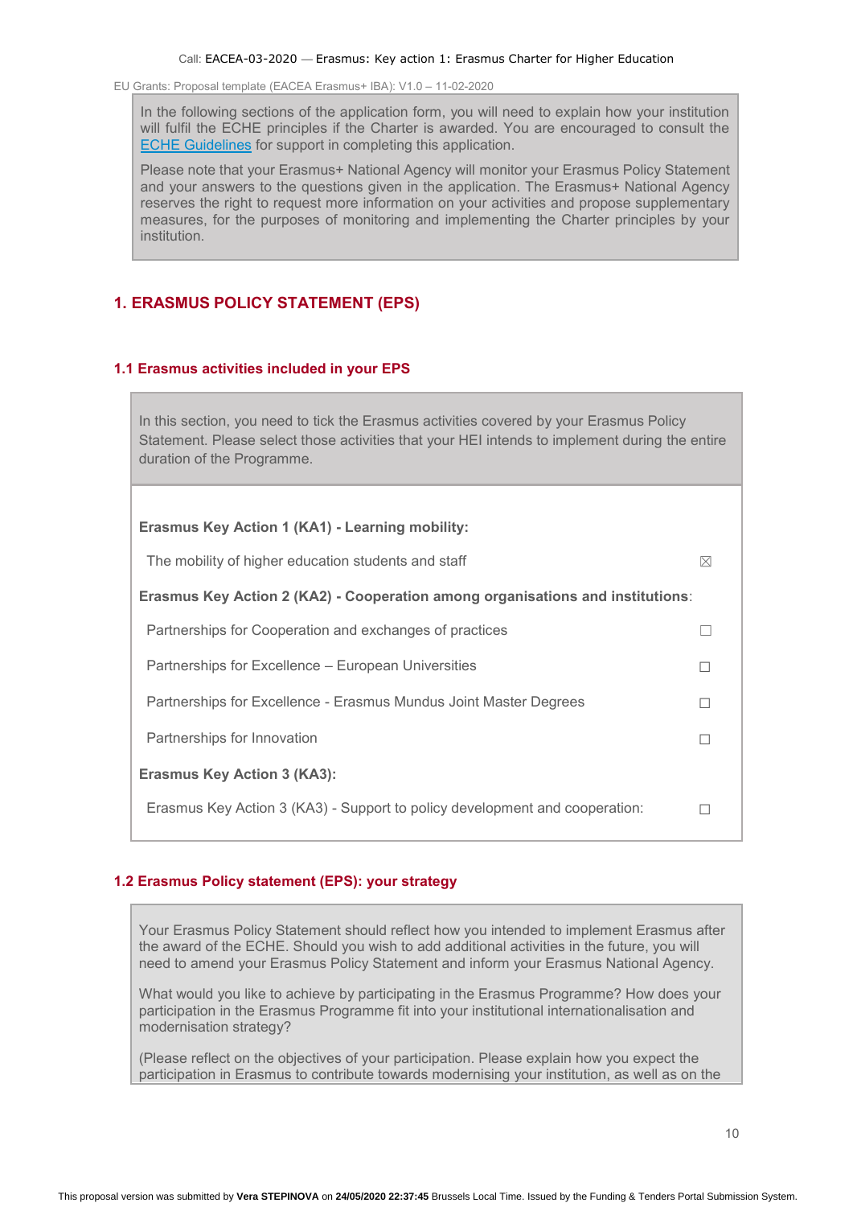In the following sections of the application form, you will need to explain how your institution will fulfil the ECHE principles if the Charter is awarded. You are encouraged to consult the ECHE Guidelines for support in completing this application.

Please note that your Erasmus+ National Agency will monitor your Erasmus Policy Statement and your answers to the questions given in the application. The Erasmus+ National Agency reserves the right to request more information on your activities and propose supplementary measures, for the purposes of monitoring and implementing the Charter principles by your institution.

## 1. ERASMUS POLICY STATEMENT (EPS)

### 1.1 Erasmus activities included in your EPS

In this section, you need to tick the Erasmus activities covered by your Erasmus Policy Statement. Please select those activities that your HEI intends to implement during the entire duration of the Programme.

**Erasmus Key Action 1 (KA1) - Learning mobility:**

| | |
|---|---|
| The mobility of higher education students and staff | ☒ |

**Erasmus Key Action 2 (KA2) - Cooperation among organisations and institutions**:

| | |
|---|---|
| Partnerships for Cooperation and exchanges of practices | ☐ |
| Partnerships for Excellence – European Universities | ☐ |
| Partnerships for Excellence - Erasmus Mundus Joint Master Degrees | ☐ |
| Partnerships for Innovation | ☐ |

**Erasmus Key Action 3 (KA3):**

| | |
|---|---|
| Erasmus Key Action 3 (KA3) - Support to policy development and cooperation: | ☐ |

### 1.2 Erasmus Policy statement (EPS): your strategy

Your Erasmus Policy Statement should reflect how you intended to implement Erasmus after the award of the ECHE. Should you wish to add additional activities in the future, you will need to amend your Erasmus Policy Statement and inform your Erasmus National Agency.

What would you like to achieve by participating in the Erasmus Programme? How does your participation in the Erasmus Programme fit into your institutional internationalisation and modernisation strategy?

(Please reflect on the objectives of your participation. Please explain how you expect the participation in Erasmus to contribute towards modernising your institution, as well as on the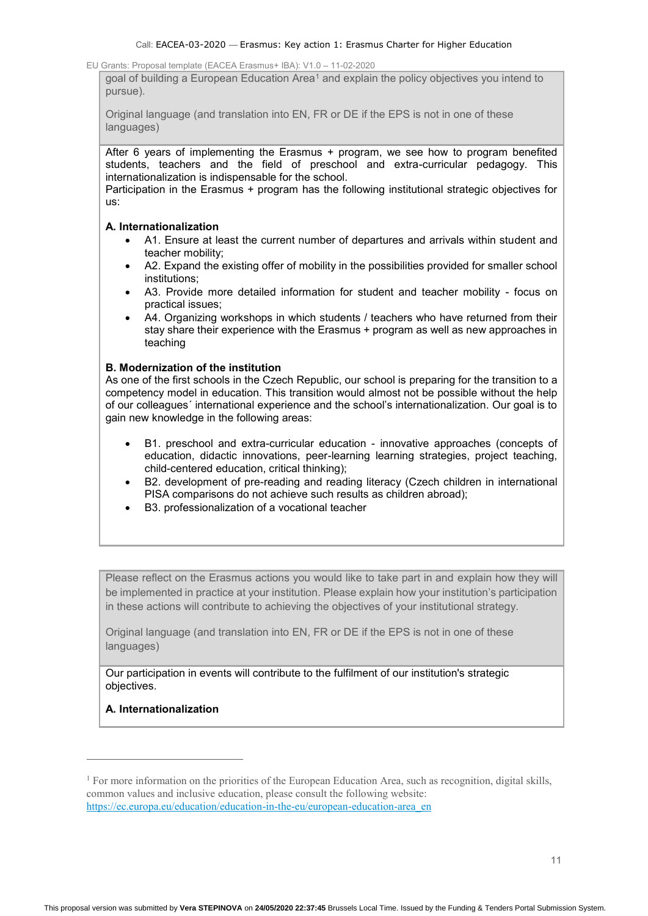goal of building a European Education Area[1] and explain the policy objectives you intend to pursue).

Original language (and translation into EN, FR or DE if the EPS is not in one of these languages)

After 6 years of implementing the Erasmus + program, we see how to program benefited students, teachers and the field of preschool and extra-curricular pedagogy. This internationalization is indispensable for the school.
Participation in the Erasmus + program has the following institutional strategic objectives for us:

**A. Internationalization**

- A1. Ensure at least the current number of departures and arrivals within student and teacher mobility;
- A2. Expand the existing offer of mobility in the possibilities provided for smaller school institutions;
- A3. Provide more detailed information for student and teacher mobility - focus on practical issues;
- A4. Organizing workshops in which students / teachers who have returned from their stay share their experience with the Erasmus + program as well as new approaches in teaching

**B. Modernization of the institution**

As one of the first schools in the Czech Republic, our school is preparing for the transition to a competency model in education. This transition would almost not be possible without the help of our colleagues´ international experience and the school's internationalization. Our goal is to gain new knowledge in the following areas:

- B1. preschool and extra-curricular education - innovative approaches (concepts of education, didactic innovations, peer-learning learning strategies, project teaching, child-centered education, critical thinking);
- B2. development of pre-reading and reading literacy (Czech children in international PISA comparisons do not achieve such results as children abroad);
- B3. professionalization of a vocational teacher

Please reflect on the Erasmus actions you would like to take part in and explain how they will be implemented in practice at your institution. Please explain how your institution's participation in these actions will contribute to achieving the objectives of your institutional strategy.

Original language (and translation into EN, FR or DE if the EPS is not in one of these languages)

Our participation in events will contribute to the fulfilment of our institution's strategic objectives.

**A. Internationalization**

[1] For more information on the priorities of the European Education Area, such as recognition, digital skills, common values and inclusive education, please consult the following website: https://ec.europa.eu/education/education-in-the-eu/european-education-area_en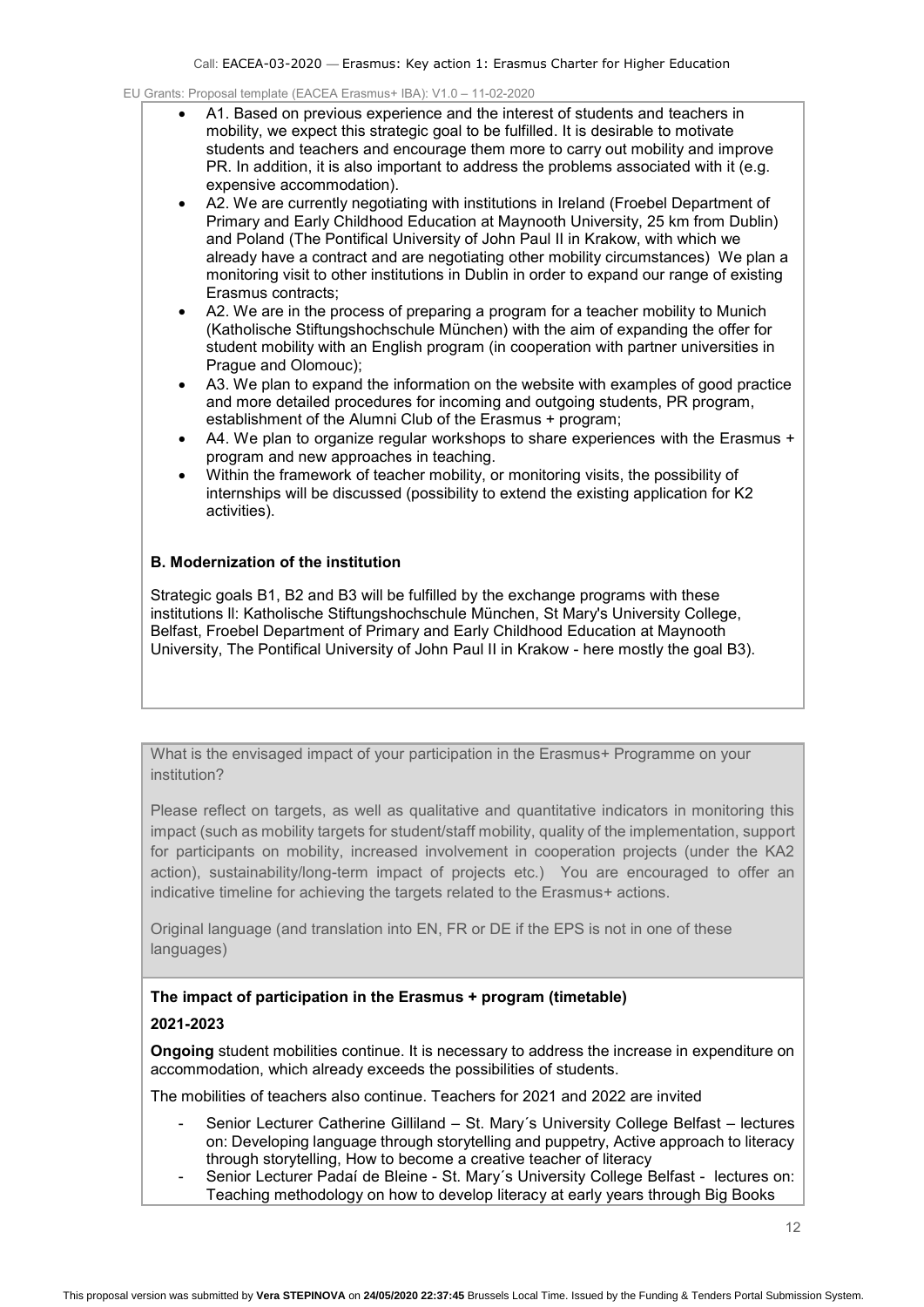- A1. Based on previous experience and the interest of students and teachers in mobility, we expect this strategic goal to be fulfilled. It is desirable to motivate students and teachers and encourage them more to carry out mobility and improve PR. In addition, it is also important to address the problems associated with it (e.g. expensive accommodation).
- A2. We are currently negotiating with institutions in Ireland (Froebel Department of Primary and Early Childhood Education at Maynooth University, 25 km from Dublin) and Poland (The Pontifical University of John Paul II in Krakow, with which we already have a contract and are negotiating other mobility circumstances) We plan a monitoring visit to other institutions in Dublin in order to expand our range of existing Erasmus contracts;
- A2. We are in the process of preparing a program for a teacher mobility to Munich (Katholische Stiftungshochschule München) with the aim of expanding the offer for student mobility with an English program (in cooperation with partner universities in Prague and Olomouc);
- A3. We plan to expand the information on the website with examples of good practice and more detailed procedures for incoming and outgoing students, PR program, establishment of the Alumni Club of the Erasmus + program;
- A4. We plan to organize regular workshops to share experiences with the Erasmus + program and new approaches in teaching.
- Within the framework of teacher mobility, or monitoring visits, the possibility of internships will be discussed (possibility to extend the existing application for K2 activities).

**B. Modernization of the institution**

Strategic goals B1, B2 and B3 will be fulfilled by the exchange programs with these institutions ll: Katholische Stiftungshochschule München, St Mary's University College, Belfast, Froebel Department of Primary and Early Childhood Education at Maynooth University, The Pontifical University of John Paul II in Krakow - here mostly the goal B3).

What is the envisaged impact of your participation in the Erasmus+ Programme on your institution?

Please reflect on targets, as well as qualitative and quantitative indicators in monitoring this impact (such as mobility targets for student/staff mobility, quality of the implementation, support for participants on mobility, increased involvement in cooperation projects (under the KA2 action), sustainability/long-term impact of projects etc.) You are encouraged to offer an indicative timeline for achieving the targets related to the Erasmus+ actions.

Original language (and translation into EN, FR or DE if the EPS is not in one of these languages)

**The impact of participation in the Erasmus + program (timetable)**

**2021-2023**

**Ongoing** student mobilities continue. It is necessary to address the increase in expenditure on accommodation, which already exceeds the possibilities of students.

The mobilities of teachers also continue. Teachers for 2021 and 2022 are invited

- Senior Lecturer Catherine Gilliland – St. Mary´s University College Belfast – lectures on: Developing language through storytelling and puppetry, Active approach to literacy through storytelling, How to become a creative teacher of literacy
- Senior Lecturer Padaí de Bleine - St. Mary´s University College Belfast - lectures on: Teaching methodology on how to develop literacy at early years through Big Books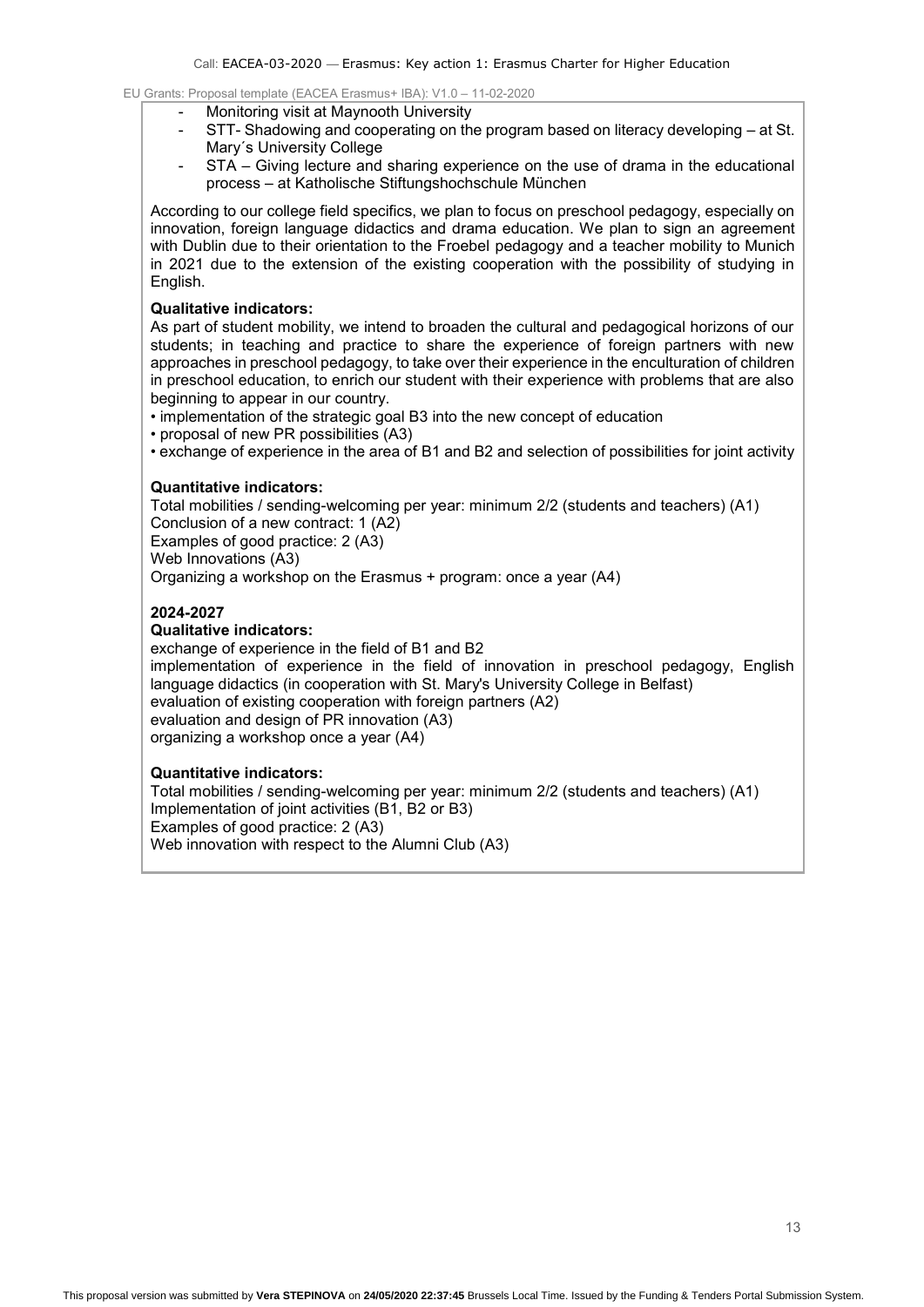- Monitoring visit at Maynooth University
- STT- Shadowing and cooperating on the program based on literacy developing – at St. Mary´s University College
- STA – Giving lecture and sharing experience on the use of drama in the educational process – at Katholische Stiftungshochschule München

According to our college field specifics, we plan to focus on preschool pedagogy, especially on innovation, foreign language didactics and drama education. We plan to sign an agreement with Dublin due to their orientation to the Froebel pedagogy and a teacher mobility to Munich in 2021 due to the extension of the existing cooperation with the possibility of studying in English.

**Qualitative indicators:**
As part of student mobility, we intend to broaden the cultural and pedagogical horizons of our students; in teaching and practice to share the experience of foreign partners with new approaches in preschool pedagogy, to take over their experience in the enculturation of children in preschool education, to enrich our student with their experience with problems that are also beginning to appear in our country.

- implementation of the strategic goal B3 into the new concept of education
- proposal of new PR possibilities (A3)
- exchange of experience in the area of B1 and B2 and selection of possibilities for joint activity

**Quantitative indicators:**
Total mobilities / sending-welcoming per year: minimum 2/2 (students and teachers) (A1)
Conclusion of a new contract: 1 (A2)
Examples of good practice: 2 (A3)
Web Innovations (A3)
Organizing a workshop on the Erasmus + program: once a year (A4)

**2024-2027**

**Qualitative indicators:**
exchange of experience in the field of B1 and B2
implementation of experience in the field of innovation in preschool pedagogy, English language didactics (in cooperation with St. Mary's University College in Belfast)
evaluation of existing cooperation with foreign partners (A2)
evaluation and design of PR innovation (A3)
organizing a workshop once a year (A4)

**Quantitative indicators:**
Total mobilities / sending-welcoming per year: minimum 2/2 (students and teachers) (A1)
Implementation of joint activities (B1, B2 or B3)
Examples of good practice: 2 (A3)
Web innovation with respect to the Alumni Club (A3)